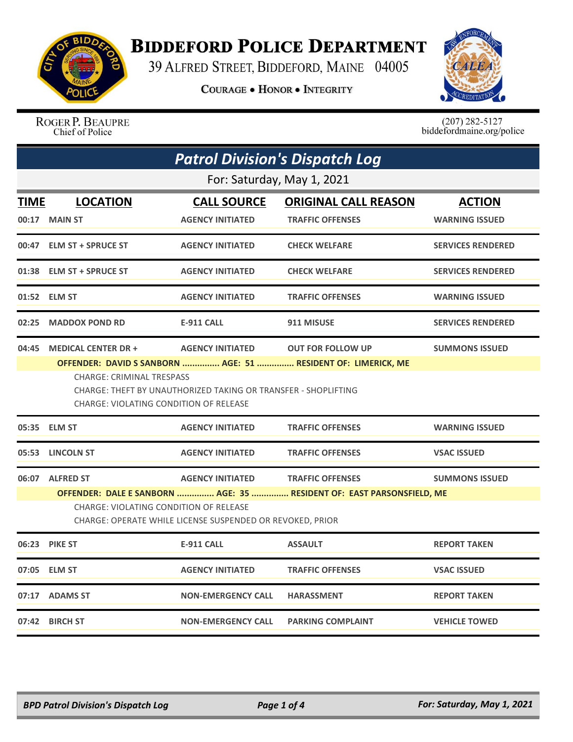# Biddeford Police Department

39 Alfred Street, Biddeford, Maine 04005

**Courage • Honor • Integrity**

Roger P. Beaupre
Chief of Police

(207) 282-5127
biddefordmaine.org/police

## *Patrol Division's Dispatch Log*

For: Saturday, May 1, 2021

| TIME | LOCATION | CALL SOURCE | ORIGINAL CALL REASON | ACTION |
|---|---|---|---|---|
| 00:17 | MAIN ST | AGENCY INITIATED | TRAFFIC OFFENSES | WARNING ISSUED |
| 00:47 | ELM ST + SPRUCE ST | AGENCY INITIATED | CHECK WELFARE | SERVICES RENDERED |
| 01:38 | ELM ST + SPRUCE ST | AGENCY INITIATED | CHECK WELFARE | SERVICES RENDERED |
| 01:52 | ELM ST | AGENCY INITIATED | TRAFFIC OFFENSES | WARNING ISSUED |
| 02:25 | MADDOX POND RD | E-911 CALL | 911 MISUSE | SERVICES RENDERED |
| 04:45 | MEDICAL CENTER DR + | AGENCY INITIATED | OUT FOR FOLLOW UP | SUMMONS ISSUED |

**OFFENDER: DAVID S SANBORN ............... AGE: 51 ............... RESIDENT OF: LIMERICK, ME**

CHARGE: CRIMINAL TRESPASS
CHARGE: THEFT BY UNAUTHORIZED TAKING OR TRANSFER - SHOPLIFTING
CHARGE: VIOLATING CONDITION OF RELEASE

| TIME | LOCATION | CALL SOURCE | ORIGINAL CALL REASON | ACTION |
|---|---|---|---|---|
| 05:35 | ELM ST | AGENCY INITIATED | TRAFFIC OFFENSES | WARNING ISSUED |
| 05:53 | LINCOLN ST | AGENCY INITIATED | TRAFFIC OFFENSES | VSAC ISSUED |
| 06:07 | ALFRED ST | AGENCY INITIATED | TRAFFIC OFFENSES | SUMMONS ISSUED |

**OFFENDER: DALE E SANBORN ............... AGE: 35 ............... RESIDENT OF: EAST PARSONSFIELD, ME**

CHARGE: VIOLATING CONDITION OF RELEASE
CHARGE: OPERATE WHILE LICENSE SUSPENDED OR REVOKED, PRIOR

| TIME | LOCATION | CALL SOURCE | ORIGINAL CALL REASON | ACTION |
|---|---|---|---|---|
| 06:23 | PIKE ST | E-911 CALL | ASSAULT | REPORT TAKEN |
| 07:05 | ELM ST | AGENCY INITIATED | TRAFFIC OFFENSES | VSAC ISSUED |
| 07:17 | ADAMS ST | NON-EMERGENCY CALL | HARASSMENT | REPORT TAKEN |
| 07:42 | BIRCH ST | NON-EMERGENCY CALL | PARKING COMPLAINT | VEHICLE TOWED |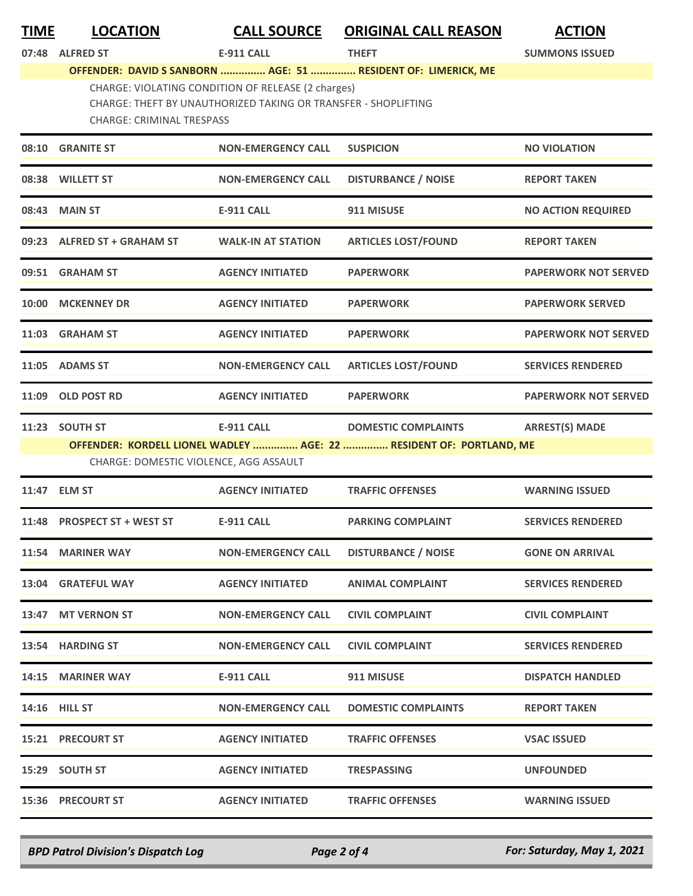| TIME | LOCATION | CALL SOURCE | ORIGINAL CALL REASON | ACTION |
|---|---|---|---|---|
| 07:48 | ALFRED ST | E-911 CALL | THEFT | SUMMONS ISSUED |
| | **OFFENDER: DAVID S SANBORN ............... AGE: 51 ............... RESIDENT OF: LIMERICK, ME** | | | |
| | CHARGE: VIOLATING CONDITION OF RELEASE (2 charges)<br>CHARGE: THEFT BY UNAUTHORIZED TAKING OR TRANSFER - SHOPLIFTING<br>CHARGE: CRIMINAL TRESPASS | | | |
| 08:10 | GRANITE ST | NON-EMERGENCY CALL | SUSPICION | NO VIOLATION |
| 08:38 | WILLETT ST | NON-EMERGENCY CALL | DISTURBANCE / NOISE | REPORT TAKEN |
| 08:43 | MAIN ST | E-911 CALL | 911 MISUSE | NO ACTION REQUIRED |
| 09:23 | ALFRED ST + GRAHAM ST | WALK-IN AT STATION | ARTICLES LOST/FOUND | REPORT TAKEN |
| 09:51 | GRAHAM ST | AGENCY INITIATED | PAPERWORK | PAPERWORK NOT SERVED |
| 10:00 | MCKENNEY DR | AGENCY INITIATED | PAPERWORK | PAPERWORK SERVED |
| 11:03 | GRAHAM ST | AGENCY INITIATED | PAPERWORK | PAPERWORK NOT SERVED |
| 11:05 | ADAMS ST | NON-EMERGENCY CALL | ARTICLES LOST/FOUND | SERVICES RENDERED |
| 11:09 | OLD POST RD | AGENCY INITIATED | PAPERWORK | PAPERWORK NOT SERVED |
| 11:23 | SOUTH ST | E-911 CALL | DOMESTIC COMPLAINTS | ARREST(S) MADE |
| | **OFFENDER: KORDELL LIONEL WADLEY ............... AGE: 22 ............... RESIDENT OF: PORTLAND, ME** | | | |
| | CHARGE: DOMESTIC VIOLENCE, AGG ASSAULT | | | |
| 11:47 | ELM ST | AGENCY INITIATED | TRAFFIC OFFENSES | WARNING ISSUED |
| 11:48 | PROSPECT ST + WEST ST | E-911 CALL | PARKING COMPLAINT | SERVICES RENDERED |
| 11:54 | MARINER WAY | NON-EMERGENCY CALL | DISTURBANCE / NOISE | GONE ON ARRIVAL |
| 13:04 | GRATEFUL WAY | AGENCY INITIATED | ANIMAL COMPLAINT | SERVICES RENDERED |
| 13:47 | MT VERNON ST | NON-EMERGENCY CALL | CIVIL COMPLAINT | CIVIL COMPLAINT |
| 13:54 | HARDING ST | NON-EMERGENCY CALL | CIVIL COMPLAINT | SERVICES RENDERED |
| 14:15 | MARINER WAY | E-911 CALL | 911 MISUSE | DISPATCH HANDLED |
| 14:16 | HILL ST | NON-EMERGENCY CALL | DOMESTIC COMPLAINTS | REPORT TAKEN |
| 15:21 | PRECOURT ST | AGENCY INITIATED | TRAFFIC OFFENSES | VSAC ISSUED |
| 15:29 | SOUTH ST | AGENCY INITIATED | TRESPASSING | UNFOUNDED |
| 15:36 | PRECOURT ST | AGENCY INITIATED | TRAFFIC OFFENSES | WARNING ISSUED |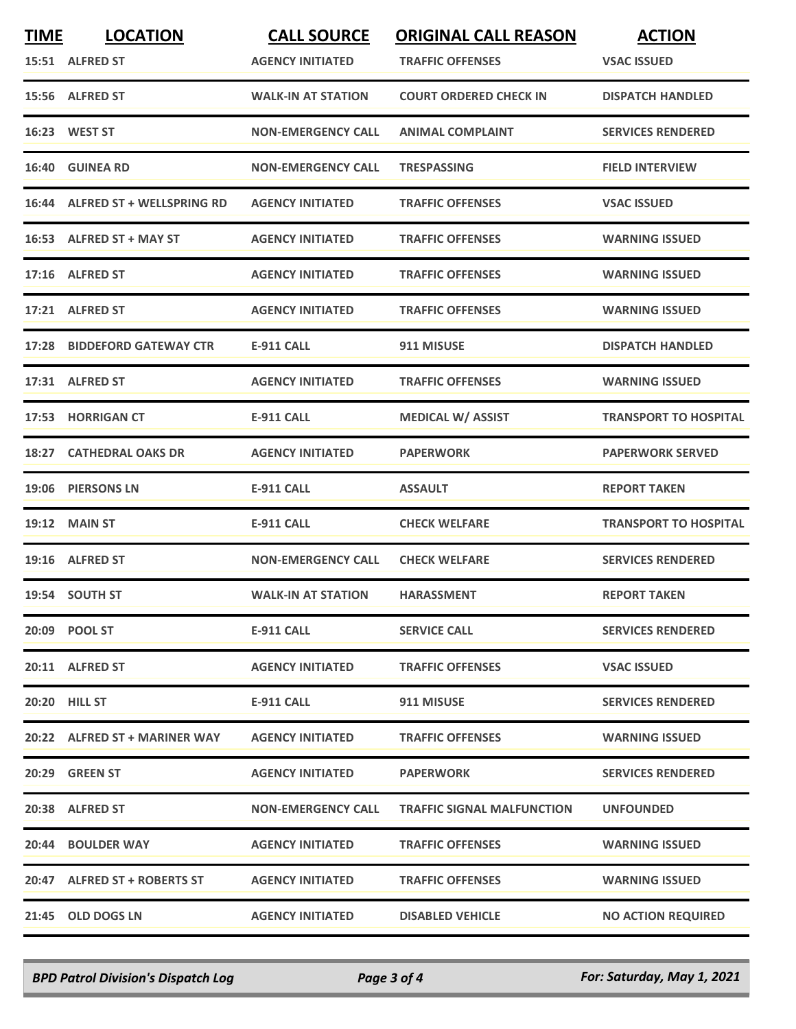| TIME | LOCATION | CALL SOURCE | ORIGINAL CALL REASON | ACTION |
|---|---|---|---|---|
| 15:51 | ALFRED ST | AGENCY INITIATED | TRAFFIC OFFENSES | VSAC ISSUED |
| 15:56 | ALFRED ST | WALK-IN AT STATION | COURT ORDERED CHECK IN | DISPATCH HANDLED |
| 16:23 | WEST ST | NON-EMERGENCY CALL | ANIMAL COMPLAINT | SERVICES RENDERED |
| 16:40 | GUINEA RD | NON-EMERGENCY CALL | TRESPASSING | FIELD INTERVIEW |
| 16:44 | ALFRED ST + WELLSPRING RD | AGENCY INITIATED | TRAFFIC OFFENSES | VSAC ISSUED |
| 16:53 | ALFRED ST + MAY ST | AGENCY INITIATED | TRAFFIC OFFENSES | WARNING ISSUED |
| 17:16 | ALFRED ST | AGENCY INITIATED | TRAFFIC OFFENSES | WARNING ISSUED |
| 17:21 | ALFRED ST | AGENCY INITIATED | TRAFFIC OFFENSES | WARNING ISSUED |
| 17:28 | BIDDEFORD GATEWAY CTR | E-911 CALL | 911 MISUSE | DISPATCH HANDLED |
| 17:31 | ALFRED ST | AGENCY INITIATED | TRAFFIC OFFENSES | WARNING ISSUED |
| 17:53 | HORRIGAN CT | E-911 CALL | MEDICAL W/ ASSIST | TRANSPORT TO HOSPITAL |
| 18:27 | CATHEDRAL OAKS DR | AGENCY INITIATED | PAPERWORK | PAPERWORK SERVED |
| 19:06 | PIERSONS LN | E-911 CALL | ASSAULT | REPORT TAKEN |
| 19:12 | MAIN ST | E-911 CALL | CHECK WELFARE | TRANSPORT TO HOSPITAL |
| 19:16 | ALFRED ST | NON-EMERGENCY CALL | CHECK WELFARE | SERVICES RENDERED |
| 19:54 | SOUTH ST | WALK-IN AT STATION | HARASSMENT | REPORT TAKEN |
| 20:09 | POOL ST | E-911 CALL | SERVICE CALL | SERVICES RENDERED |
| 20:11 | ALFRED ST | AGENCY INITIATED | TRAFFIC OFFENSES | VSAC ISSUED |
| 20:20 | HILL ST | E-911 CALL | 911 MISUSE | SERVICES RENDERED |
| 20:22 | ALFRED ST + MARINER WAY | AGENCY INITIATED | TRAFFIC OFFENSES | WARNING ISSUED |
| 20:29 | GREEN ST | AGENCY INITIATED | PAPERWORK | SERVICES RENDERED |
| 20:38 | ALFRED ST | NON-EMERGENCY CALL | TRAFFIC SIGNAL MALFUNCTION | UNFOUNDED |
| 20:44 | BOULDER WAY | AGENCY INITIATED | TRAFFIC OFFENSES | WARNING ISSUED |
| 20:47 | ALFRED ST + ROBERTS ST | AGENCY INITIATED | TRAFFIC OFFENSES | WARNING ISSUED |
| 21:45 | OLD DOGS LN | AGENCY INITIATED | DISABLED VEHICLE | NO ACTION REQUIRED |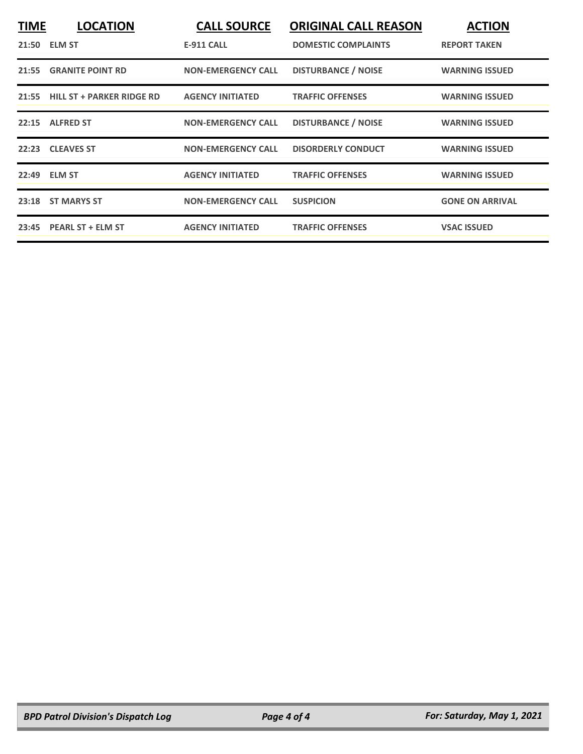| TIME | LOCATION | CALL SOURCE | ORIGINAL CALL REASON | ACTION |
|---|---|---|---|---|
| 21:50 | ELM ST | E-911 CALL | DOMESTIC COMPLAINTS | REPORT TAKEN |
| 21:55 | GRANITE POINT RD | NON-EMERGENCY CALL | DISTURBANCE / NOISE | WARNING ISSUED |
| 21:55 | HILL ST + PARKER RIDGE RD | AGENCY INITIATED | TRAFFIC OFFENSES | WARNING ISSUED |
| 22:15 | ALFRED ST | NON-EMERGENCY CALL | DISTURBANCE / NOISE | WARNING ISSUED |
| 22:23 | CLEAVES ST | NON-EMERGENCY CALL | DISORDERLY CONDUCT | WARNING ISSUED |
| 22:49 | ELM ST | AGENCY INITIATED | TRAFFIC OFFENSES | WARNING ISSUED |
| 23:18 | ST MARYS ST | NON-EMERGENCY CALL | SUSPICION | GONE ON ARRIVAL |
| 23:45 | PEARL ST + ELM ST | AGENCY INITIATED | TRAFFIC OFFENSES | VSAC ISSUED |